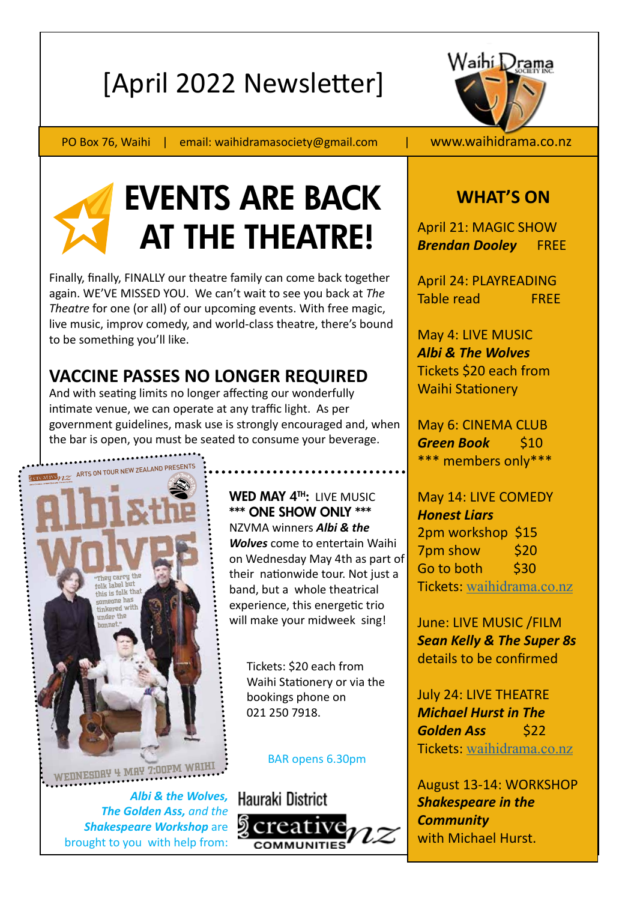# [April 2022 Newsletter]

Waihi Drama Society Inc.

PO Box 76, Waihi | email: waihidramasociety@gmail.com | www.waihidrama.co.nz

# EVENTS ARE BACK AT THE THEATRE!

Finally, finally, FINALLY our theatre family can come back together again. WE'VE MISSED YOU. We can't wait to see you back at *The Theatre* for one (or all) of our upcoming events. With free magic, live music, improv comedy, and world-class theatre, there's bound to be something you'll like.

## VACCINE PASSES NO LONGER REQUIRED

And with seating limits no longer affecting our wonderfully intimate venue, we can operate at any traffic light. As per government guidelines, mask use is strongly encouraged and, when the bar is open, you must be seated to consume your beverage.

Arts On Tour New Zealand presents Albi & the Wolves — "They carry the folk label but this is folk that someone has tinkered with under the bonnet." — Wednesday 4 May 7:00pm Waihi

**WED MAY 4TH:** LIVE MUSIC
**\*\*\* ONE SHOW ONLY \*\*\***

NZVMA winners ***Albi & the Wolves*** come to entertain Waihi on Wednesday May 4th as part of their nationwide tour. Not just a band, but a whole theatrical experience, this energetic trio will make your midweek sing!

Tickets: $20 each from Waihi Stationery or via the bookings phone on 021 250 7918.

BAR opens 6.30pm

***Albi & the Wolves, The Golden Ass,*** *and the* ***Shakespeare Workshop*** are brought to you with help from: Hauraki District Creative NZ Communities

## WHAT'S ON

April 21: MAGIC SHOW
***Brendan Dooley*** FREE

April 24: PLAYREADING
Table read FREE

May 4: LIVE MUSIC
***Albi & The Wolves***
Tickets $20 each from Waihi Stationery

May 6: CINEMA CLUB
***Green Book*** $10
\*\*\* members only\*\*\*

May 14: LIVE COMEDY
***Honest Liars***
2pm workshop $15
7pm show $20
Go to both $30
Tickets: waihidrama.co.nz

June: LIVE MUSIC /FILM
***Sean Kelly & The Super 8s***
details to be confirmed

July 24: LIVE THEATRE
***Michael Hurst in The Golden Ass*** $22
Tickets: waihidrama.co.nz

August 13-14: WORKSHOP
***Shakespeare in the Community***
with Michael Hurst.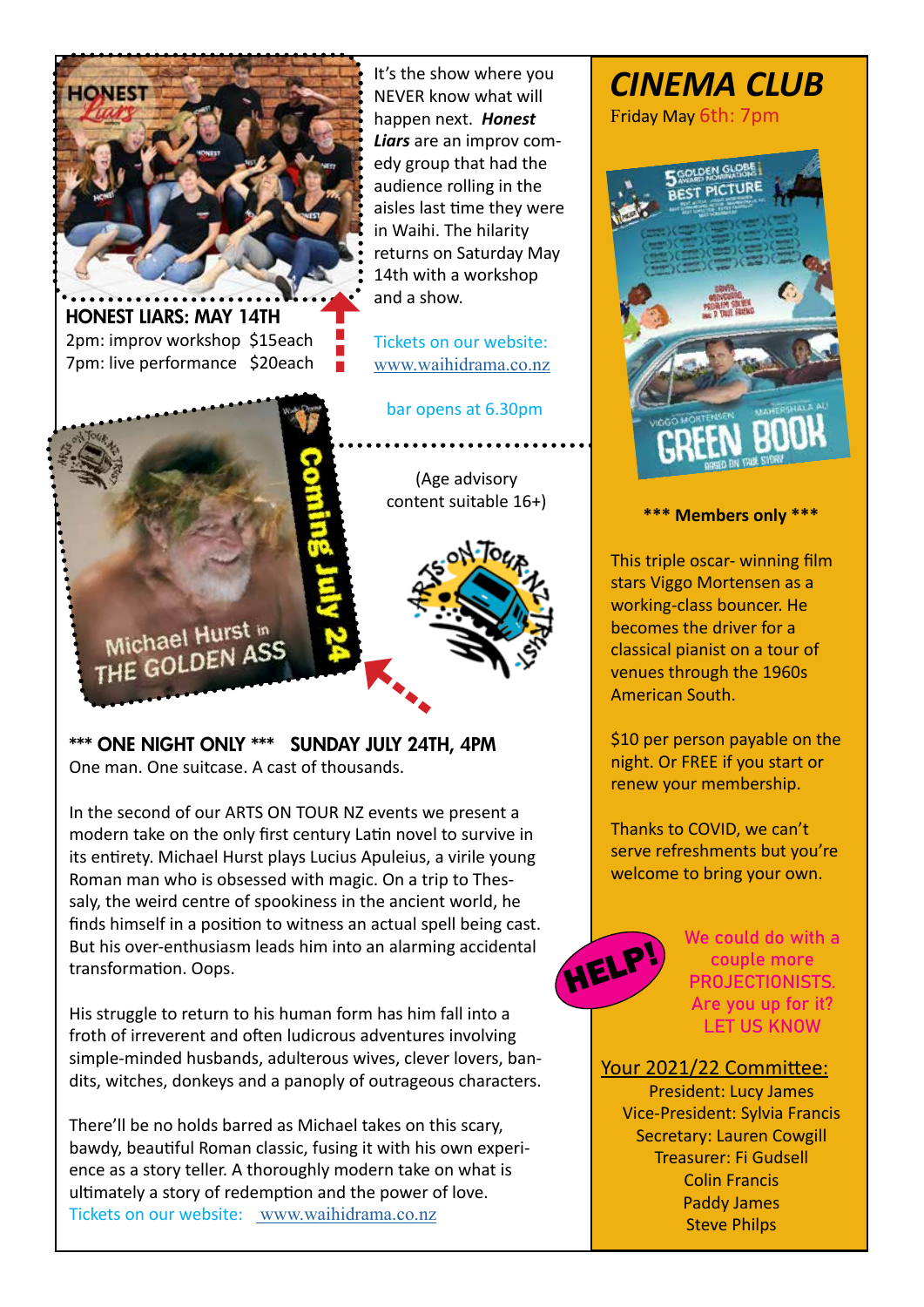It's the show where you NEVER know what will happen next. ***Honest Liars*** are an improv comedy group that had the audience rolling in the aisles last time they were in Waihi. The hilarity returns on Saturday May 14th with a workshop and a show.

## HONEST LIARS: MAY 14TH

2pm: improv workshop $15each
7pm: live performance $20each

Tickets on our website: www.waihidrama.co.nz

bar opens at 6.30pm

(Age advisory content suitable 16+)

Coming July 24

Michael Hurst in THE GOLDEN ASS

## *** ONE NIGHT ONLY *** SUNDAY JULY 24TH, 4PM

One man. One suitcase. A cast of thousands.

In the second of our ARTS ON TOUR NZ events we present a modern take on the only first century Latin novel to survive in its entirety. Michael Hurst plays Lucius Apuleius, a virile young Roman man who is obsessed with magic. On a trip to Thessaly, the weird centre of spookiness in the ancient world, he finds himself in a position to witness an actual spell being cast. But his over-enthusiasm leads him into an alarming accidental transformation. Oops.

His struggle to return to his human form has him fall into a froth of irreverent and often ludicrous adventures involving simple-minded husbands, adulterous wives, clever lovers, bandits, witches, donkeys and a panoply of outrageous characters.

There'll be no holds barred as Michael takes on this scary, bawdy, beautiful Roman classic, fusing it with his own experience as a story teller. A thoroughly modern take on what is ultimately a story of redemption and the power of love.

Tickets on our website: www.waihidrama.co.nz

# *CINEMA CLUB*

Friday May 6th: 7pm

**\*\*\* Members only \*\*\***

This triple oscar- winning film stars Viggo Mortensen as a working-class bouncer. He becomes the driver for a classical pianist on a tour of venues through the 1960s American South.

$10 per person payable on the night. Or FREE if you start or renew your membership.

Thanks to COVID, we can't serve refreshments but you're welcome to bring your own.

HELP!

We could do with a couple more PROJECTIONISTS. Are you up for it? LET US KNOW

## Your 2021/22 Committee:

President: Lucy James
Vice-President: Sylvia Francis
Secretary: Lauren Cowgill
Treasurer: Fi Gudsell
Colin Francis
Paddy James
Steve Philps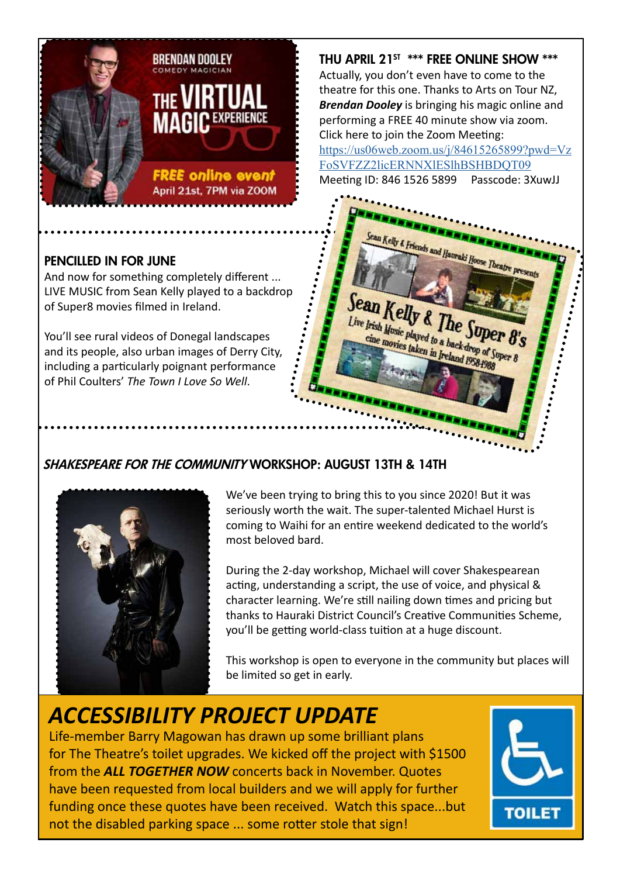## THU APRIL 21ST *** FREE ONLINE SHOW ***

Actually, you don't even have to come to the theatre for this one. Thanks to Arts on Tour NZ, ***Brendan Dooley*** is bringing his magic online and performing a FREE 40 minute show via zoom. Click here to join the Zoom Meeting:
https://us06web.zoom.us/j/84615265899?pwd=VzFoSVFZZ2licERNNXlESlhBSHBDQT09
Meeting ID: 846 1526 5899 Passcode: 3XuwJJ

## PENCILLED IN FOR JUNE

And now for something completely different ... LIVE MUSIC from Sean Kelly played to a backdrop of Super8 movies filmed in Ireland.

You'll see rural videos of Donegal landscapes and its people, also urban images of Derry City, including a particularly poignant performance of Phil Coulters' *The Town I Love So Well*.

## *SHAKESPEARE FOR THE COMMUNITY* WORKSHOP: AUGUST 13TH & 14TH

We've been trying to bring this to you since 2020! But it was seriously worth the wait. The super-talented Michael Hurst is coming to Waihi for an entire weekend dedicated to the world's most beloved bard.

During the 2-day workshop, Michael will cover Shakespearean acting, understanding a script, the use of voice, and physical & character learning. We're still nailing down times and pricing but thanks to Hauraki District Council's Creative Communities Scheme, you'll be getting world-class tuition at a huge discount.

This workshop is open to everyone in the community but places will be limited so get in early.

# *ACCESSIBILITY PROJECT UPDATE*

Life-member Barry Magowan has drawn up some brilliant plans for The Theatre's toilet upgrades. We kicked off the project with $1500 from the ***ALL TOGETHER NOW*** concerts back in November. Quotes have been requested from local builders and we will apply for further funding once these quotes have been received. Watch this space...but not the disabled parking space ... some rotter stole that sign!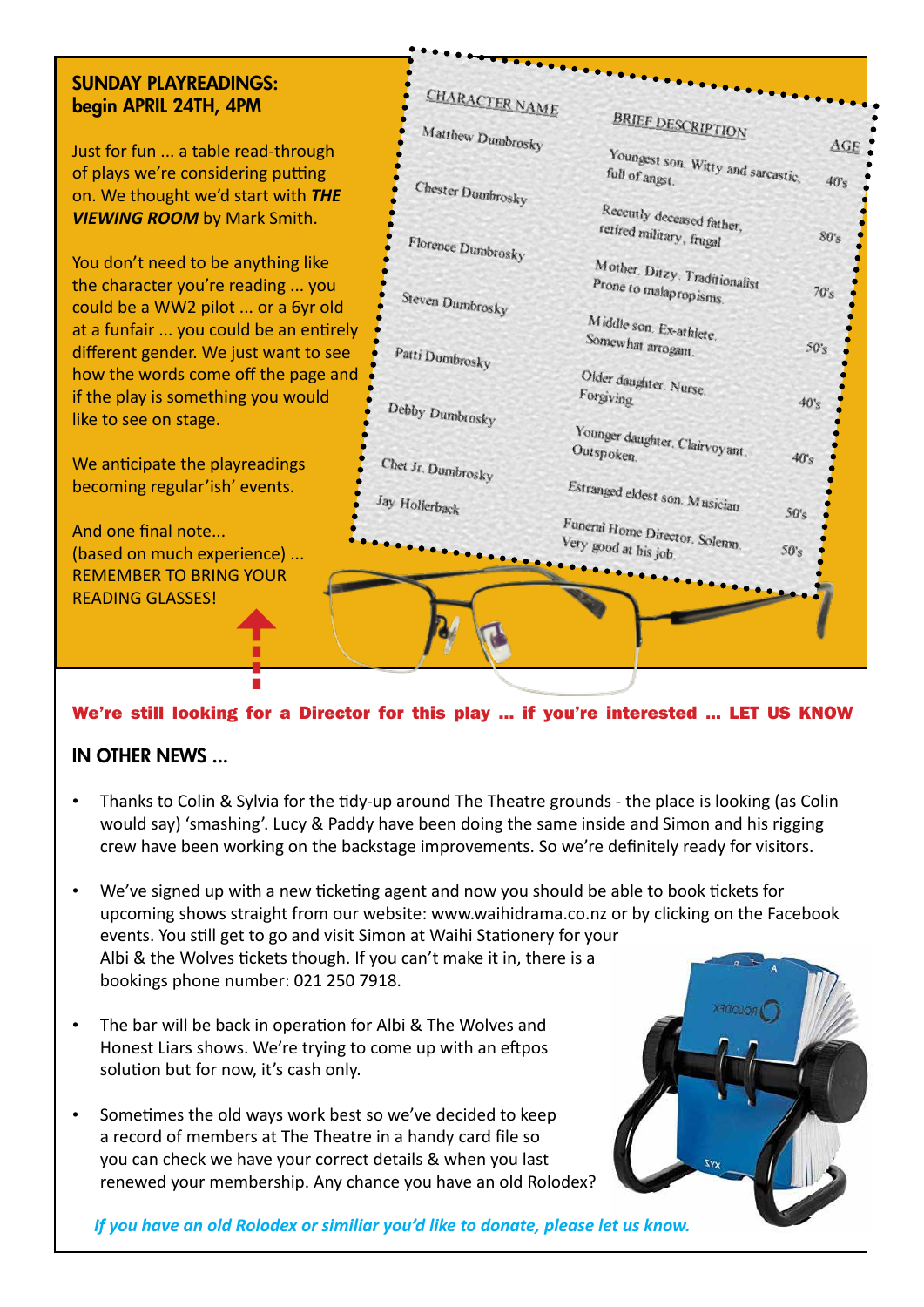## SUNDAY PLAYREADINGS: begin APRIL 24TH, 4PM

Just for fun ... a table read-through of plays we're considering putting on. We thought we'd start with ***THE VIEWING ROOM*** by Mark Smith.

You don't need to be anything like the character you're reading ... you could be a WW2 pilot ... or a 6yr old at a funfair ... you could be an entirely different gender. We just want to see how the words come off the page and if the play is something you would like to see on stage.

We anticipate the playreadings becoming regular'ish' events.

And one final note...
(based on much experience) ...
REMEMBER TO BRING YOUR READING GLASSES!

| CHARACTER NAME | BRIEF DESCRIPTION | AGE |
|---|---|---|
| Matthew Dumbrosky | Youngest son. Witty and sarcastic, full of angst. | 40's |
| Chester Dumbrosky | Recently deceased father, retired military, frugal | 80's |
| Florence Dumbrosky | Mother. Ditzy. Traditionalist. Prone to malapropisms. | 70's |
| Steven Dumbrosky | Middle son. Ex-athlete. Somewhat arrogant. | 50's |
| Patti Dumbrosky | Older daughter. Nurse. Forgiving. | 40's |
| Debby Dumbrosky | Younger daughter. Clairvoyant. Outspoken. | 40's |
| Chet Jr. Dumbrosky | Estranged eldest son. Musician | 50's |
| Jay Hollerback | Funeral Home Director. Solemn. Very good at his job. | 50's |

**We're still looking for a Director for this play ... if you're interested ... LET US KNOW**

## IN OTHER NEWS ...

- Thanks to Colin & Sylvia for the tidy-up around The Theatre grounds - the place is looking (as Colin would say) 'smashing'. Lucy & Paddy have been doing the same inside and Simon and his rigging crew have been working on the backstage improvements. So we're definitely ready for visitors.
- We've signed up with a new ticketing agent and now you should be able to book tickets for upcoming shows straight from our website: www.waihidrama.co.nz or by clicking on the Facebook events. You still get to go and visit Simon at Waihi Stationery for your Albi & the Wolves tickets though. If you can't make it in, there is a bookings phone number: 021 250 7918.
- The bar will be back in operation for Albi & The Wolves and Honest Liars shows. We're trying to come up with an eftpos solution but for now, it's cash only.
- Sometimes the old ways work best so we've decided to keep a record of members at The Theatre in a handy card file so you can check we have your correct details & when you last renewed your membership. Any chance you have an old Rolodex?

*If you have an old Rolodex or similiar you'd like to donate, please let us know.*